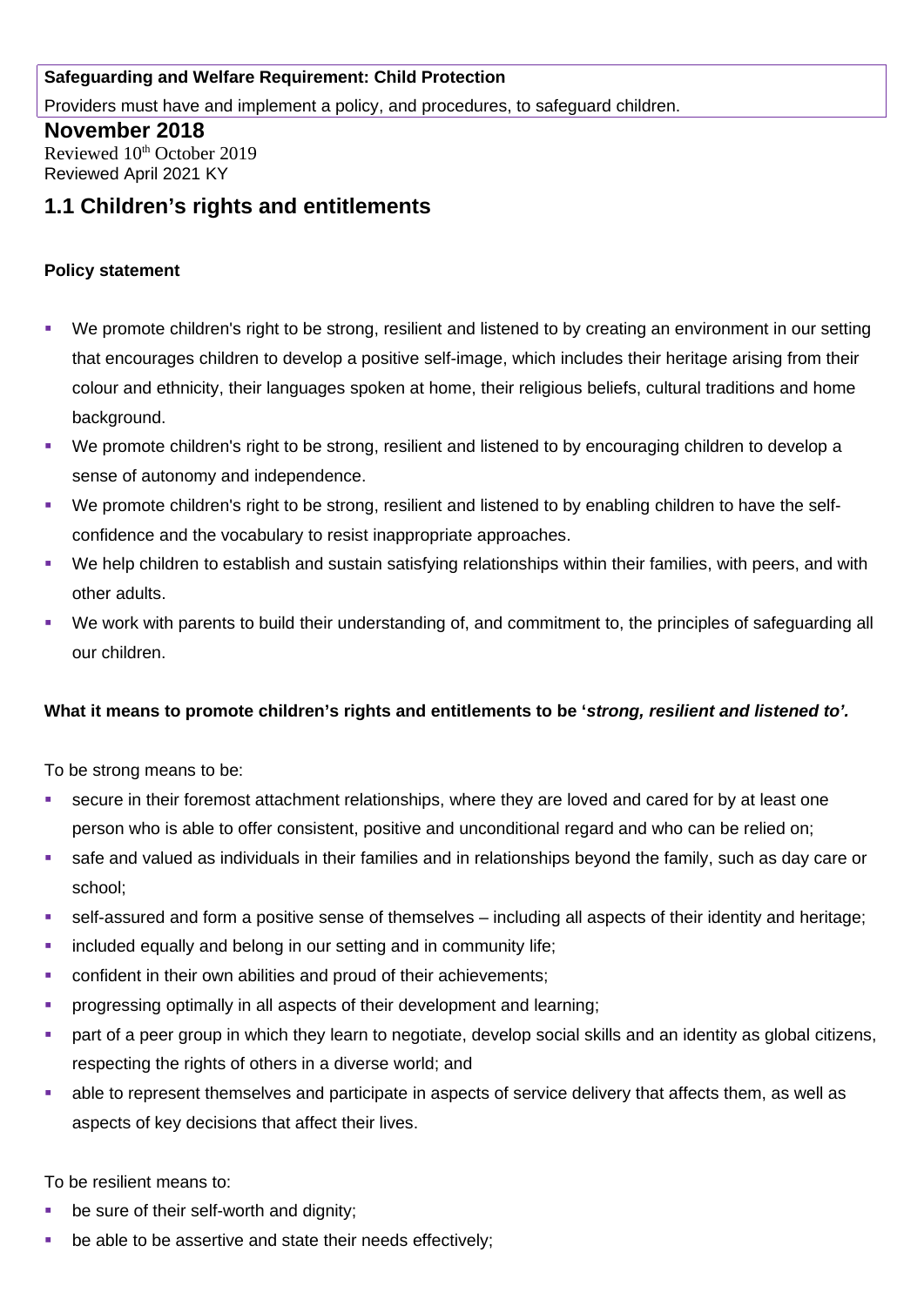**Safeguarding and Welfare Requirement: Child Protection**

Providers must have and implement a policy, and procedures, to safeguard children.

**November 2018**

Reviewed 10th October 2019

Reviewed April 2021 KY

## 1.1 Children's rights and entitlements

**Policy statement**

- We promote children's right to be strong, resilient and listened to by creating an environment in our setting that encourages children to develop a positive self-image, which includes their heritage arising from their colour and ethnicity, their languages spoken at home, their religious beliefs, cultural traditions and home background.
- We promote children's right to be strong, resilient and listened to by encouraging children to develop a sense of autonomy and independence.
- We promote children's right to be strong, resilient and listened to by enabling children to have the self-confidence and the vocabulary to resist inappropriate approaches.
- We help children to establish and sustain satisfying relationships within their families, with peers, and with other adults.
- We work with parents to build their understanding of, and commitment to, the principles of safeguarding all our children.

**What it means to promote children's rights and entitlements to be '*strong, resilient and listened to'.***

To be strong means to be:

- secure in their foremost attachment relationships, where they are loved and cared for by at least one person who is able to offer consistent, positive and unconditional regard and who can be relied on;
- safe and valued as individuals in their families and in relationships beyond the family, such as day care or school;
- self-assured and form a positive sense of themselves – including all aspects of their identity and heritage;
- included equally and belong in our setting and in community life;
- confident in their own abilities and proud of their achievements;
- progressing optimally in all aspects of their development and learning;
- part of a peer group in which they learn to negotiate, develop social skills and an identity as global citizens, respecting the rights of others in a diverse world; and
- able to represent themselves and participate in aspects of service delivery that affects them, as well as aspects of key decisions that affect their lives.

To be resilient means to:

- be sure of their self-worth and dignity;
- be able to be assertive and state their needs effectively;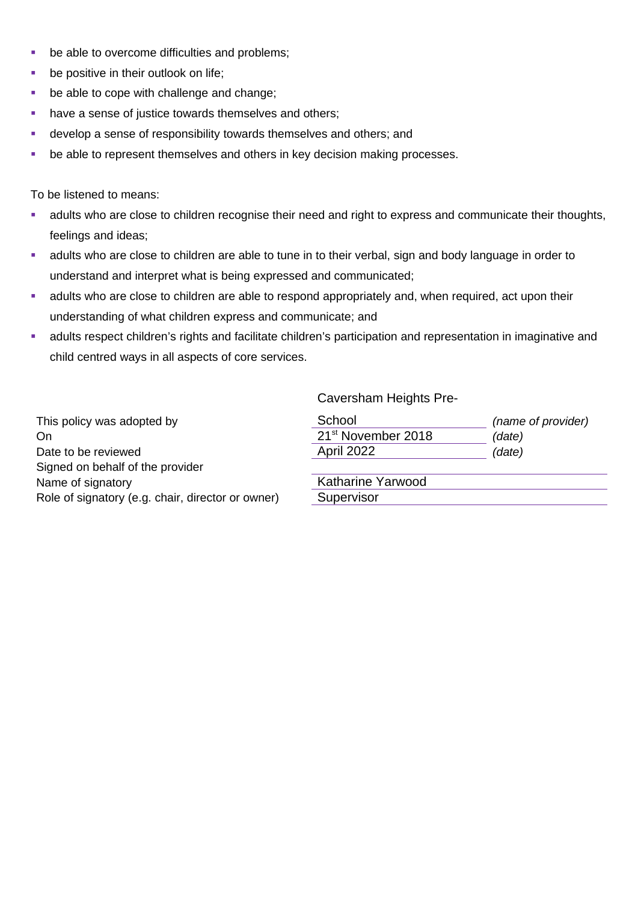- be able to overcome difficulties and problems;
- be positive in their outlook on life;
- be able to cope with challenge and change;
- have a sense of justice towards themselves and others;
- develop a sense of responsibility towards themselves and others; and
- be able to represent themselves and others in key decision making processes.

To be listened to means:

- adults who are close to children recognise their need and right to express and communicate their thoughts, feelings and ideas;
- adults who are close to children are able to tune in to their verbal, sign and body language in order to understand and interpret what is being expressed and communicated;
- adults who are close to children are able to respond appropriately and, when required, act upon their understanding of what children express and communicate; and
- adults respect children's rights and facilitate children's participation and representation in imaginative and child centred ways in all aspects of core services.

| | | |
|---|---|---|
| This policy was adopted by | Caversham Heights Pre-School | *(name of provider)* |
| On | 21st November 2018 | *(date)* |
| Date to be reviewed | April 2022 | *(date)* |
| Signed on behalf of the provider | | |
| Name of signatory | Katharine Yarwood | |
| Role of signatory (e.g. chair, director or owner) | Supervisor | |